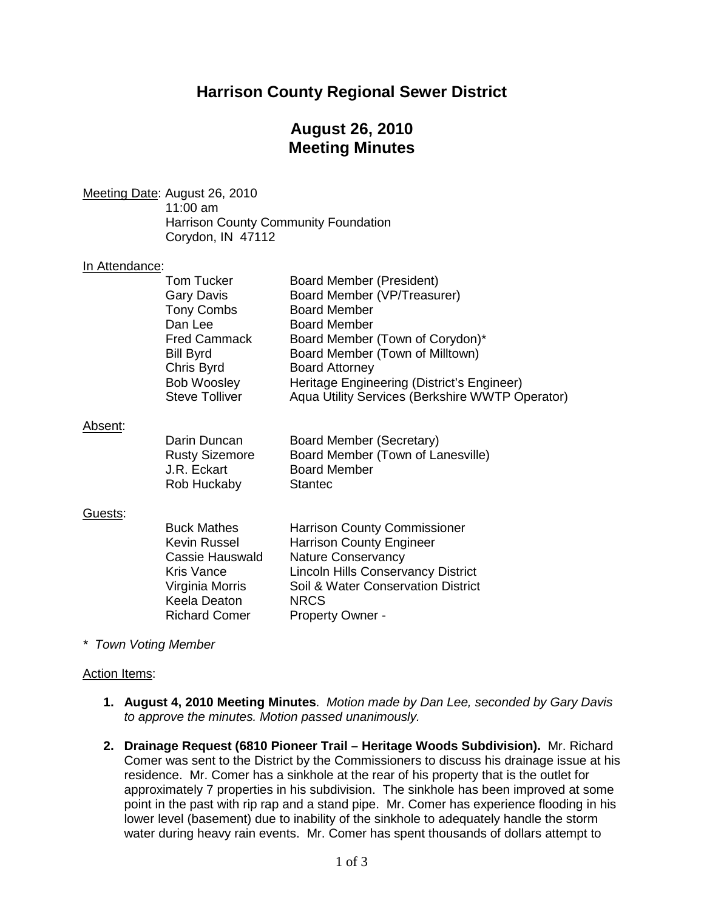# Harrison County Regional Sewer District

## August 26, 2010
## Meeting Minutes

Meeting Date: August 26, 2010
11:00 am
Harrison County Community Foundation
Corydon, IN 47112

In Attendance:

| | |
|---|---|
| Tom Tucker | Board Member (President) |
| Gary Davis | Board Member (VP/Treasurer) |
| Tony Combs | Board Member |
| Dan Lee | Board Member |
| Fred Cammack | Board Member (Town of Corydon)* |
| Bill Byrd | Board Member (Town of Milltown) |
| Chris Byrd | Board Attorney |
| Bob Woosley | Heritage Engineering (District's Engineer) |
| Steve Tolliver | Aqua Utility Services (Berkshire WWTP Operator) |

Absent:

| | |
|---|---|
| Darin Duncan | Board Member (Secretary) |
| Rusty Sizemore | Board Member (Town of Lanesville) |
| J.R. Eckart | Board Member |
| Rob Huckaby | Stantec |

Guests:

| | |
|---|---|
| Buck Mathes | Harrison County Commissioner |
| Kevin Russel | Harrison County Engineer |
| Cassie Hauswald | Nature Conservancy |
| Kris Vance | Lincoln Hills Conservancy District |
| Virginia Morris | Soil & Water Conservation District |
| Keela Deaton | NRCS |
| Richard Comer | Property Owner - |

*\* Town Voting Member*

Action Items:

1. **August 4, 2010 Meeting Minutes**. *Motion made by Dan Lee, seconded by Gary Davis to approve the minutes. Motion passed unanimously.*

2. **Drainage Request (6810 Pioneer Trail – Heritage Woods Subdivision).** Mr. Richard Comer was sent to the District by the Commissioners to discuss his drainage issue at his residence. Mr. Comer has a sinkhole at the rear of his property that is the outlet for approximately 7 properties in his subdivision. The sinkhole has been improved at some point in the past with rip rap and a stand pipe. Mr. Comer has experience flooding in his lower level (basement) due to inability of the sinkhole to adequately handle the storm water during heavy rain events. Mr. Comer has spent thousands of dollars attempt to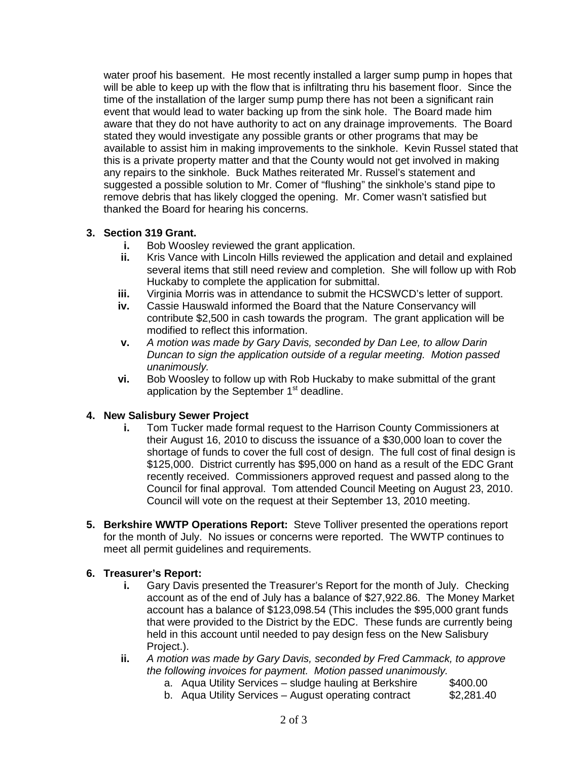water proof his basement. He most recently installed a larger sump pump in hopes that will be able to keep up with the flow that is infiltrating thru his basement floor. Since the time of the installation of the larger sump pump there has not been a significant rain event that would lead to water backing up from the sink hole. The Board made him aware that they do not have authority to act on any drainage improvements. The Board stated they would investigate any possible grants or other programs that may be available to assist him in making improvements to the sinkhole. Kevin Russel stated that this is a private property matter and that the County would not get involved in making any repairs to the sinkhole. Buck Mathes reiterated Mr. Russel's statement and suggested a possible solution to Mr. Comer of "flushing" the sinkhole's stand pipe to remove debris that has likely clogged the opening. Mr. Comer wasn't satisfied but thanked the Board for hearing his concerns.

**3. Section 319 Grant.**

- **i.** Bob Woosley reviewed the grant application.
- **ii.** Kris Vance with Lincoln Hills reviewed the application and detail and explained several items that still need review and completion. She will follow up with Rob Huckaby to complete the application for submittal.
- **iii.** Virginia Morris was in attendance to submit the HCSWCD's letter of support.
- **iv.** Cassie Hauswald informed the Board that the Nature Conservancy will contribute $2,500 in cash towards the program. The grant application will be modified to reflect this information.
- **v.** *A motion was made by Gary Davis, seconded by Dan Lee, to allow Darin Duncan to sign the application outside of a regular meeting. Motion passed unanimously.*
- **vi.** Bob Woosley to follow up with Rob Huckaby to make submittal of the grant application by the September 1st deadline.

**4. New Salisbury Sewer Project**

- **i.** Tom Tucker made formal request to the Harrison County Commissioners at their August 16, 2010 to discuss the issuance of a $30,000 loan to cover the shortage of funds to cover the full cost of design. The full cost of final design is $125,000. District currently has $95,000 on hand as a result of the EDC Grant recently received. Commissioners approved request and passed along to the Council for final approval. Tom attended Council Meeting on August 23, 2010. Council will vote on the request at their September 13, 2010 meeting.

**5. Berkshire WWTP Operations Report:** Steve Tolliver presented the operations report for the month of July. No issues or concerns were reported. The WWTP continues to meet all permit guidelines and requirements.

**6. Treasurer's Report:**

- **i.** Gary Davis presented the Treasurer's Report for the month of July. Checking account as of the end of July has a balance of $27,922.86. The Money Market account has a balance of $123,098.54 (This includes the $95,000 grant funds that were provided to the District by the EDC. These funds are currently being held in this account until needed to pay design fess on the New Salisbury Project.).
- **ii.** *A motion was made by Gary Davis, seconded by Fred Cammack, to approve the following invoices for payment. Motion passed unanimously.*
  - a. Aqua Utility Services – sludge hauling at Berkshire $400.00
  - b. Aqua Utility Services – August operating contract $2,281.40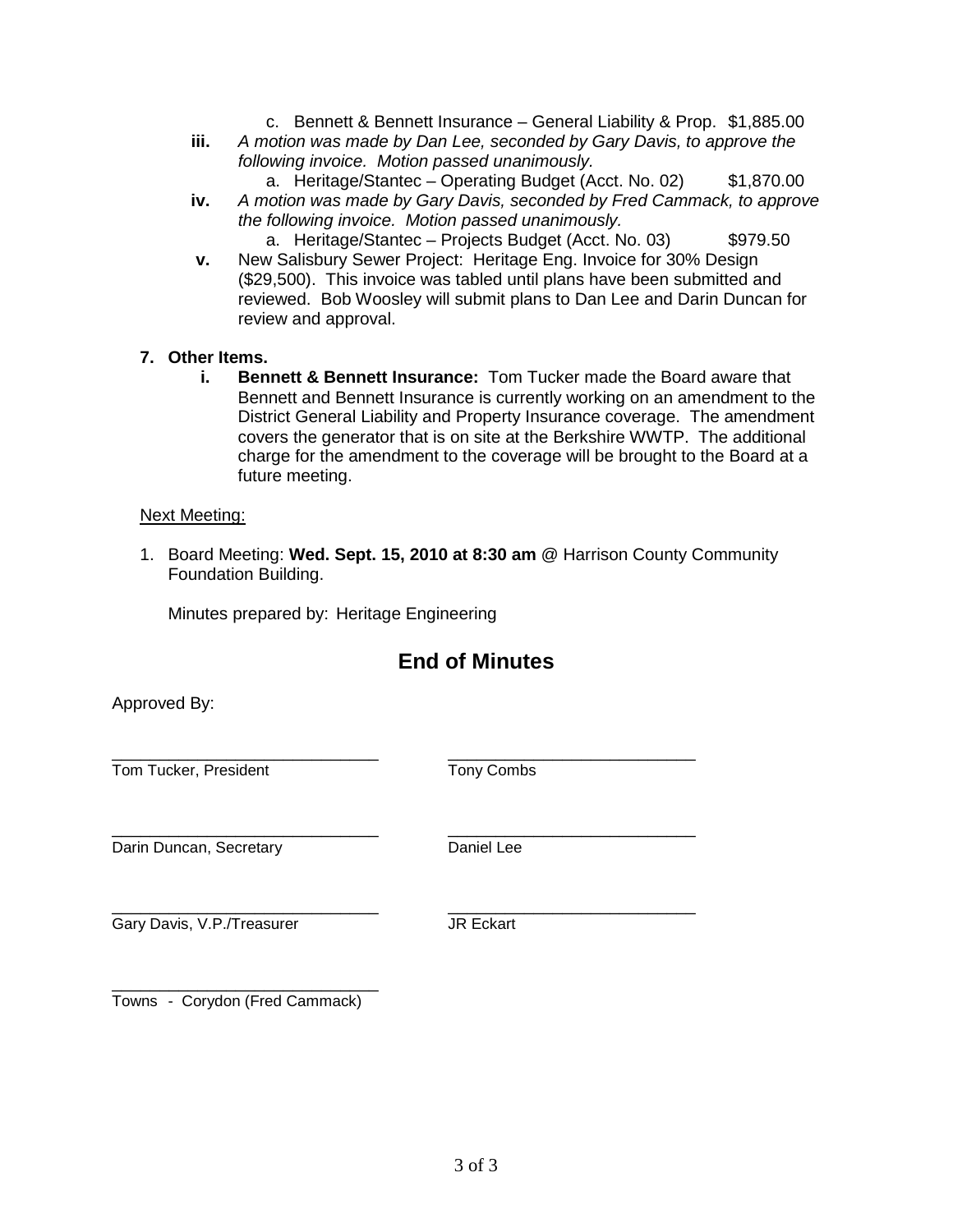c. Bennett & Bennett Insurance – General Liability & Prop. $1,885.00

**iii.** *A motion was made by Dan Lee, seconded by Gary Davis, to approve the following invoice. Motion passed unanimously.*

a. Heritage/Stantec – Operating Budget (Acct. No. 02) $1,870.00

**iv.** *A motion was made by Gary Davis, seconded by Fred Cammack, to approve the following invoice. Motion passed unanimously.*

a. Heritage/Stantec – Projects Budget (Acct. No. 03) $979.50

**v.** New Salisbury Sewer Project: Heritage Eng. Invoice for 30% Design ($29,500). This invoice was tabled until plans have been submitted and reviewed. Bob Woosley will submit plans to Dan Lee and Darin Duncan for review and approval.

**7. Other Items.**

**i. Bennett & Bennett Insurance:** Tom Tucker made the Board aware that Bennett and Bennett Insurance is currently working on an amendment to the District General Liability and Property Insurance coverage. The amendment covers the generator that is on site at the Berkshire WWTP. The additional charge for the amendment to the coverage will be brought to the Board at a future meeting.

Next Meeting:

1. Board Meeting: **Wed. Sept. 15, 2010 at 8:30 am** @ Harrison County Community Foundation Building.

   Minutes prepared by: Heritage Engineering

## End of Minutes

Approved By:

______________________________ Tom Tucker, President

______________________________ Tony Combs

______________________________ Darin Duncan, Secretary

______________________________ Daniel Lee

______________________________ Gary Davis, V.P./Treasurer

______________________________ JR Eckart

______________________________ Towns - Corydon (Fred Cammack)